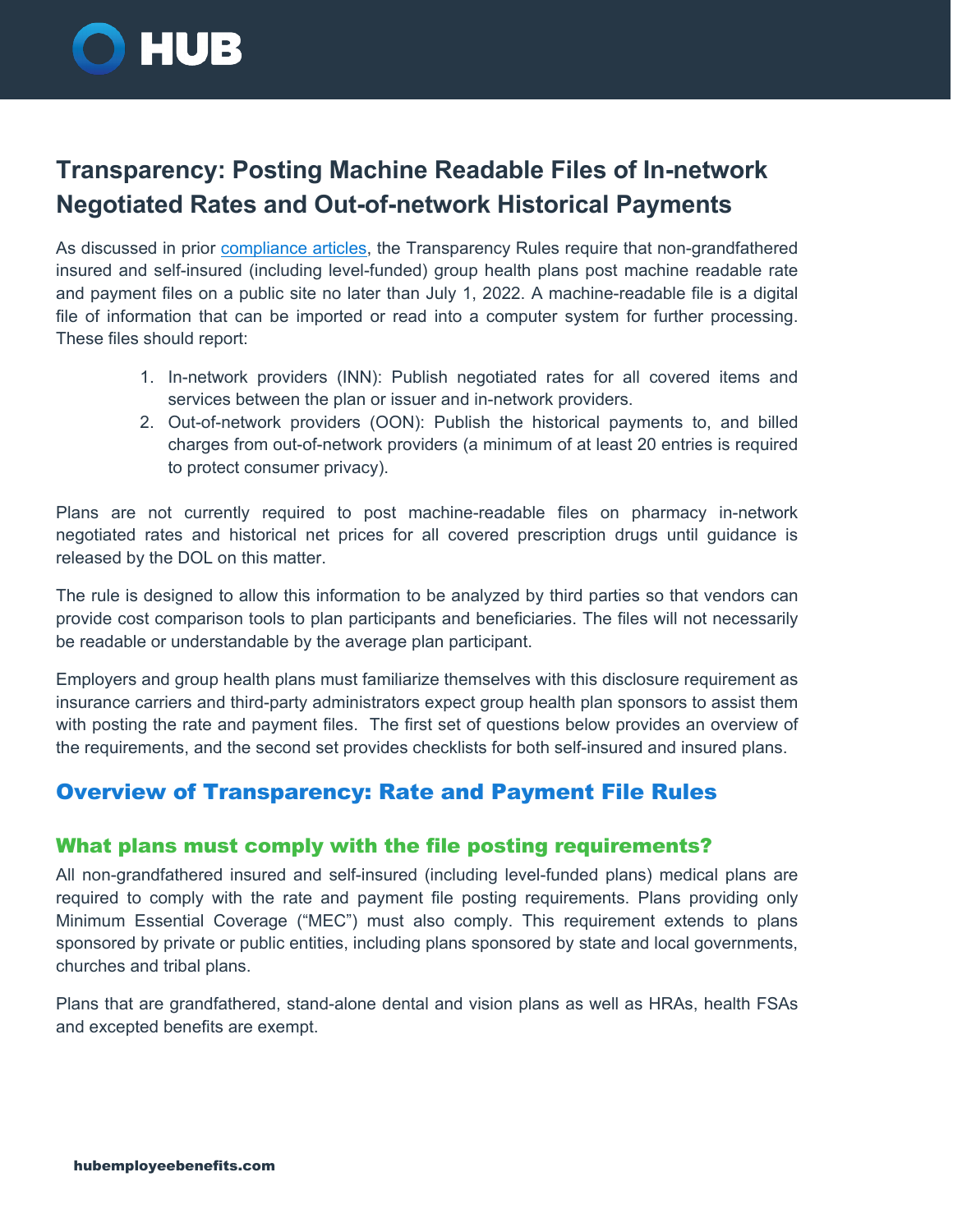# Transparency: Posting Machine Readable Files of In-network Negotiated Rates and Out-of-network Historical Payments

As discussed in prior compliance articles, the Transparency Rules require that non-grandfathered insured and self-insured (including level-funded) group health plans post machine readable rate and payment files on a public site no later than July 1, 2022. A machine-readable file is a digital file of information that can be imported or read into a computer system for further processing. These files should report:

1. In-network providers (INN): Publish negotiated rates for all covered items and services between the plan or issuer and in-network providers.
2. Out-of-network providers (OON): Publish the historical payments to, and billed charges from out-of-network providers (a minimum of at least 20 entries is required to protect consumer privacy).

Plans are not currently required to post machine-readable files on pharmacy in-network negotiated rates and historical net prices for all covered prescription drugs until guidance is released by the DOL on this matter.

The rule is designed to allow this information to be analyzed by third parties so that vendors can provide cost comparison tools to plan participants and beneficiaries. The files will not necessarily be readable or understandable by the average plan participant.

Employers and group health plans must familiarize themselves with this disclosure requirement as insurance carriers and third-party administrators expect group health plan sponsors to assist them with posting the rate and payment files. The first set of questions below provides an overview of the requirements, and the second set provides checklists for both self-insured and insured plans.

## Overview of Transparency: Rate and Payment File Rules

### What plans must comply with the file posting requirements?

All non-grandfathered insured and self-insured (including level-funded plans) medical plans are required to comply with the rate and payment file posting requirements. Plans providing only Minimum Essential Coverage ("MEC") must also comply. This requirement extends to plans sponsored by private or public entities, including plans sponsored by state and local governments, churches and tribal plans.

Plans that are grandfathered, stand-alone dental and vision plans as well as HRAs, health FSAs and excepted benefits are exempt.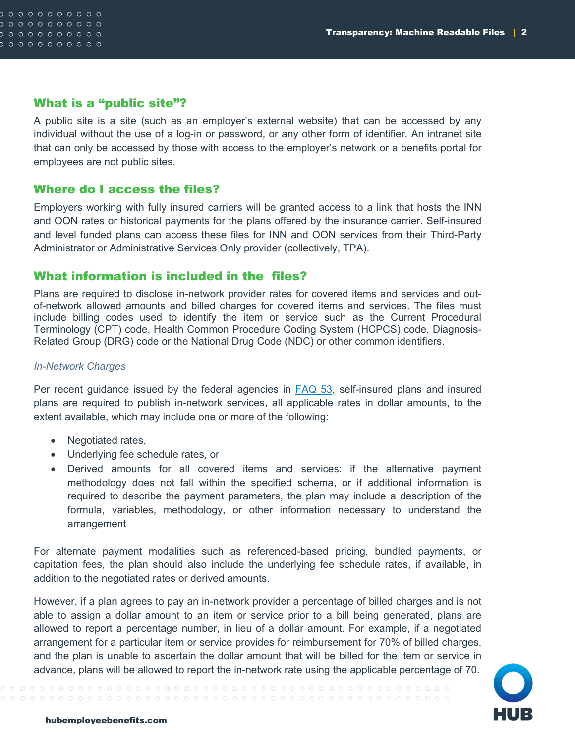## What is a "public site"?

A public site is a site (such as an employer's external website) that can be accessed by any individual without the use of a log-in or password, or any other form of identifier. An intranet site that can only be accessed by those with access to the employer's network or a benefits portal for employees are not public sites.

## Where do I access the files?

Employers working with fully insured carriers will be granted access to a link that hosts the INN and OON rates or historical payments for the plans offered by the insurance carrier. Self-insured and level funded plans can access these files for INN and OON services from their Third-Party Administrator or Administrative Services Only provider (collectively, TPA).

## What information is included in the  files?

Plans are required to disclose in-network provider rates for covered items and services and out-of-network allowed amounts and billed charges for covered items and services. The files must include billing codes used to identify the item or service such as the Current Procedural Terminology (CPT) code, Health Common Procedure Coding System (HCPCS) code, Diagnosis-Related Group (DRG) code or the National Drug Code (NDC) or other common identifiers.

*In-Network Charges*

Per recent guidance issued by the federal agencies in [FAQ 53](), self-insured plans and insured plans are required to publish in-network services, all applicable rates in dollar amounts, to the extent available, which may include one or more of the following:

- Negotiated rates,
- Underlying fee schedule rates, or
- Derived amounts for all covered items and services: if the alternative payment methodology does not fall within the specified schema, or if additional information is required to describe the payment parameters, the plan may include a description of the formula, variables, methodology, or other information necessary to understand the arrangement

For alternate payment modalities such as referenced-based pricing, bundled payments, or capitation fees, the plan should also include the underlying fee schedule rates, if available, in addition to the negotiated rates or derived amounts.

However, if a plan agrees to pay an in-network provider a percentage of billed charges and is not able to assign a dollar amount to an item or service prior to a bill being generated, plans are allowed to report a percentage number, in lieu of a dollar amount. For example, if a negotiated arrangement for a particular item or service provides for reimbursement for 70% of billed charges, and the plan is unable to ascertain the dollar amount that will be billed for the item or service in advance, plans will be allowed to report the in-network rate using the applicable percentage of 70.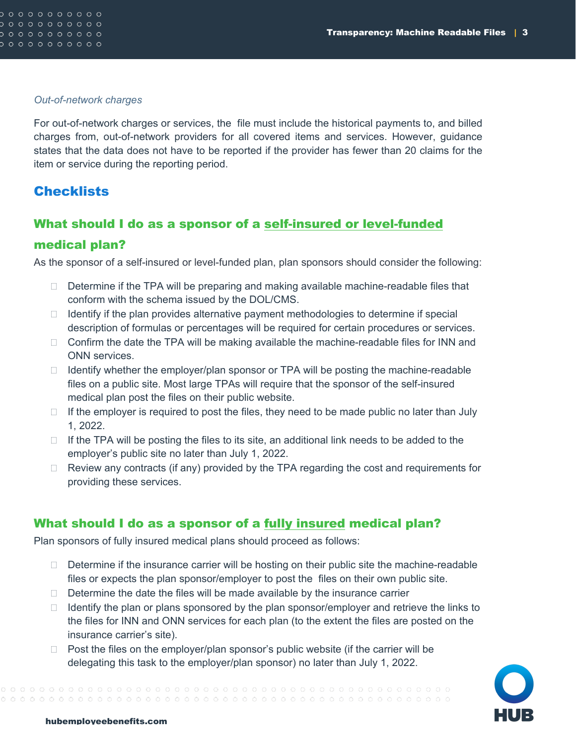*Out-of-network charges*

For out-of-network charges or services, the file must include the historical payments to, and billed charges from, out-of-network providers for all covered items and services. However, guidance states that the data does not have to be reported if the provider has fewer than 20 claims for the item or service during the reporting period.

## Checklists

### What should I do as a sponsor of a self-insured or level-funded medical plan?

As the sponsor of a self-insured or level-funded plan, plan sponsors should consider the following:

- Determine if the TPA will be preparing and making available machine-readable files that conform with the schema issued by the DOL/CMS.
- Identify if the plan provides alternative payment methodologies to determine if special description of formulas or percentages will be required for certain procedures or services.
- Confirm the date the TPA will be making available the machine-readable files for INN and ONN services.
- Identify whether the employer/plan sponsor or TPA will be posting the machine-readable files on a public site. Most large TPAs will require that the sponsor of the self-insured medical plan post the files on their public website.
- If the employer is required to post the files, they need to be made public no later than July 1, 2022.
- If the TPA will be posting the files to its site, an additional link needs to be added to the employer's public site no later than July 1, 2022.
- Review any contracts (if any) provided by the TPA regarding the cost and requirements for providing these services.

### What should I do as a sponsor of a fully insured medical plan?

Plan sponsors of fully insured medical plans should proceed as follows:

- Determine if the insurance carrier will be hosting on their public site the machine-readable files or expects the plan sponsor/employer to post the files on their own public site.
- Determine the date the files will be made available by the insurance carrier
- Identify the plan or plans sponsored by the plan sponsor/employer and retrieve the links to the files for INN and ONN services for each plan (to the extent the files are posted on the insurance carrier's site).
- Post the files on the employer/plan sponsor's public website (if the carrier will be delegating this task to the employer/plan sponsor) no later than July 1, 2022.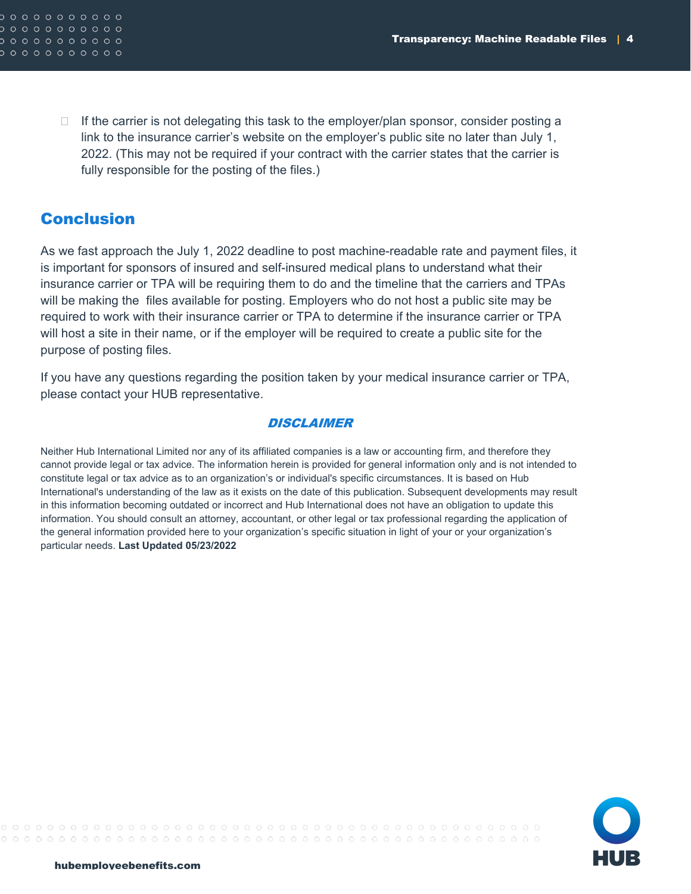- If the carrier is not delegating this task to the employer/plan sponsor, consider posting a link to the insurance carrier's website on the employer's public site no later than July 1, 2022. (This may not be required if your contract with the carrier states that the carrier is fully responsible for the posting of the files.)

## Conclusion

As we fast approach the July 1, 2022 deadline to post machine-readable rate and payment files, it is important for sponsors of insured and self-insured medical plans to understand what their insurance carrier or TPA will be requiring them to do and the timeline that the carriers and TPAs will be making the files available for posting. Employers who do not host a public site may be required to work with their insurance carrier or TPA to determine if the insurance carrier or TPA will host a site in their name, or if the employer will be required to create a public site for the purpose of posting files.

If you have any questions regarding the position taken by your medical insurance carrier or TPA, please contact your HUB representative.

***DISCLAIMER***

Neither Hub International Limited nor any of its affiliated companies is a law or accounting firm, and therefore they cannot provide legal or tax advice. The information herein is provided for general information only and is not intended to constitute legal or tax advice as to an organization's or individual's specific circumstances. It is based on Hub International's understanding of the law as it exists on the date of this publication. Subsequent developments may result in this information becoming outdated or incorrect and Hub International does not have an obligation to update this information. You should consult an attorney, accountant, or other legal or tax professional regarding the application of the general information provided here to your organization's specific situation in light of your or your organization's particular needs. **Last Updated 05/23/2022**